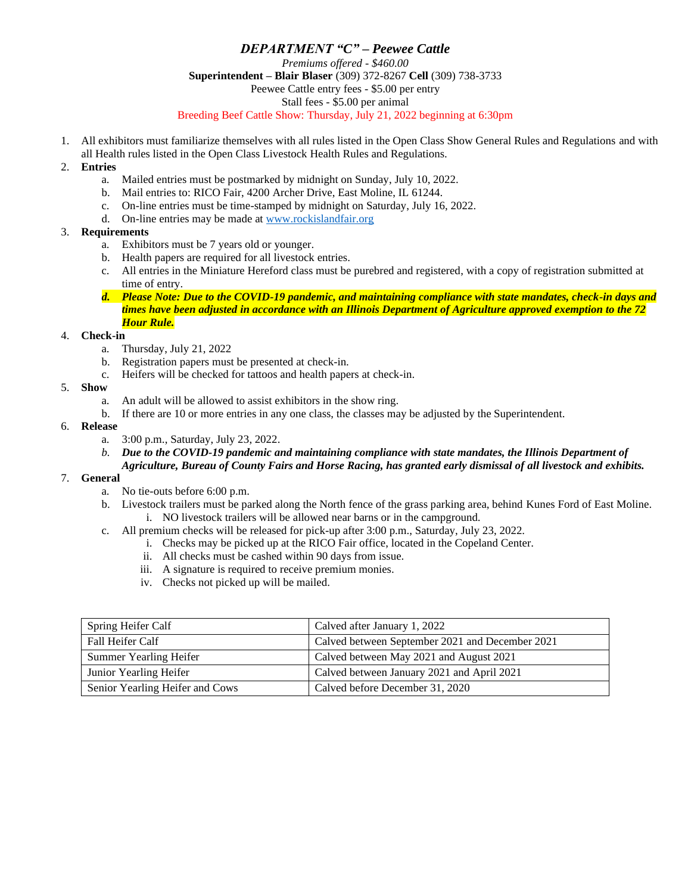# *DEPARTMENT "C" – Peewee Cattle*

*Premiums offered - $460.00*

**Superintendent – Blair Blaser** (309) 372-8267 **Cell** (309) 738-3733

Peewee Cattle entry fees - $5.00 per entry

Stall fees - $5.00 per animal

Breeding Beef Cattle Show: Thursday, July 21, 2022 beginning at 6:30pm

1. All exhibitors must familiarize themselves with all rules listed in the Open Class Show General Rules and Regulations and with all Health rules listed in the Open Class Livestock Health Rules and Regulations.
2. **Entries**
   a. Mailed entries must be postmarked by midnight on Sunday, July 10, 2022.
   b. Mail entries to: RICO Fair, 4200 Archer Drive, East Moline, IL 61244.
   c. On-line entries must be time-stamped by midnight on Saturday, July 16, 2022.
   d. On-line entries may be made at www.rockislandfair.org
3. **Requirements**
   a. Exhibitors must be 7 years old or younger.
   b. Health papers are required for all livestock entries.
   c. All entries in the Miniature Hereford class must be purebred and registered, with a copy of registration submitted at time of entry.
   ***d. Please Note: Due to the COVID-19 pandemic, and maintaining compliance with state mandates, check-in days and times have been adjusted in accordance with an Illinois Department of Agriculture approved exemption to the 72 Hour Rule.***
4. **Check-in**
   a. Thursday, July 21, 2022
   b. Registration papers must be presented at check-in.
   c. Heifers will be checked for tattoos and health papers at check-in.
5. **Show**
   a. An adult will be allowed to assist exhibitors in the show ring.
   b. If there are 10 or more entries in any one class, the classes may be adjusted by the Superintendent.
6. **Release**
   a. 3:00 p.m., Saturday, July 23, 2022.
   *b.* ***Due to the COVID-19 pandemic and maintaining compliance with state mandates, the Illinois Department of Agriculture, Bureau of County Fairs and Horse Racing, has granted early dismissal of all livestock and exhibits.***
7. **General**
   a. No tie-outs before 6:00 p.m.
   b. Livestock trailers must be parked along the North fence of the grass parking area, behind Kunes Ford of East Moline.
      i. NO livestock trailers will be allowed near barns or in the campground.
   c. All premium checks will be released for pick-up after 3:00 p.m., Saturday, July 23, 2022.
      i. Checks may be picked up at the RICO Fair office, located in the Copeland Center.
      ii. All checks must be cashed within 90 days from issue.
      iii. A signature is required to receive premium monies.
      iv. Checks not picked up will be mailed.

| Class | Calving Date |
|---|---|
| Spring Heifer Calf | Calved after January 1, 2022 |
| Fall Heifer Calf | Calved between September 2021 and December 2021 |
| Summer Yearling Heifer | Calved between May 2021 and August 2021 |
| Junior Yearling Heifer | Calved between January 2021 and April 2021 |
| Senior Yearling Heifer and Cows | Calved before December 31, 2020 |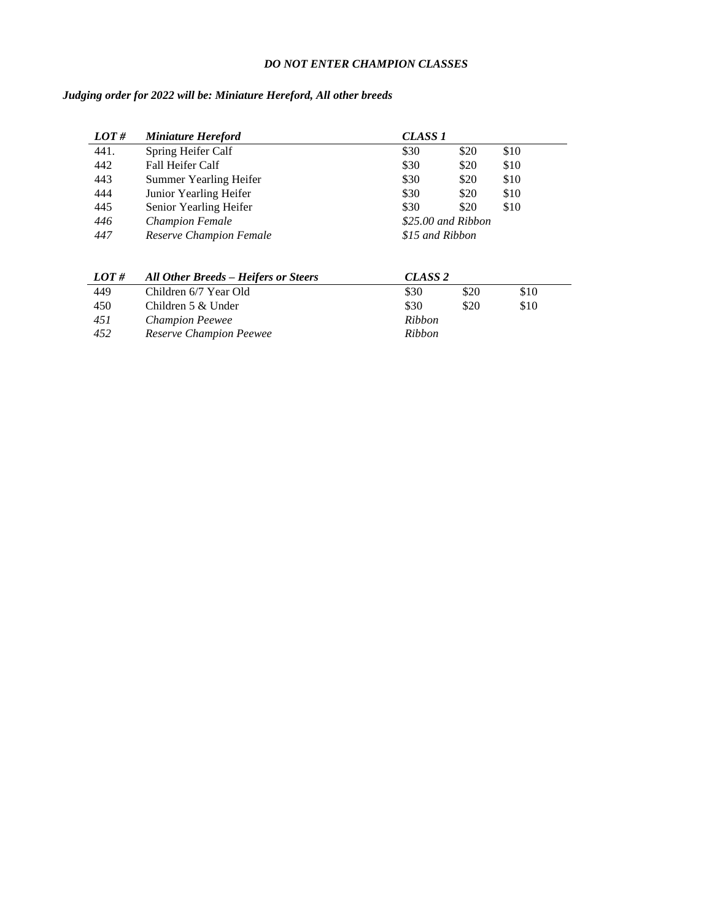***DO NOT ENTER CHAMPION CLASSES***

***Judging order for 2022 will be: Miniature Hereford, All other breeds***

| ***LOT #*** | ***Miniature Hereford*** | ***CLASS 1*** | | |
|---|---|---|---|---|
| 441. | Spring Heifer Calf | $30 | $20 | $10 |
| 442 | Fall Heifer Calf | $30 | $20 | $10 |
| 443 | Summer Yearling Heifer | $30 | $20 | $10 |
| 444 | Junior Yearling Heifer | $30 | $20 | $10 |
| 445 | Senior Yearling Heifer | $30 | $20 | $10 |
| *446* | *Champion Female* | *$25.00 and Ribbon* | | |
| *447* | *Reserve Champion Female* | *$15 and Ribbon* | | |

| ***LOT #*** | ***All Other Breeds – Heifers or Steers*** | ***CLASS 2*** | | |
|---|---|---|---|---|
| 449 | Children 6/7 Year Old | $30 | $20 | $10 |
| 450 | Children 5 & Under | $30 | $20 | $10 |
| *451* | *Champion Peewee* | *Ribbon* | | |
| *452* | *Reserve Champion Peewee* | *Ribbon* | | |